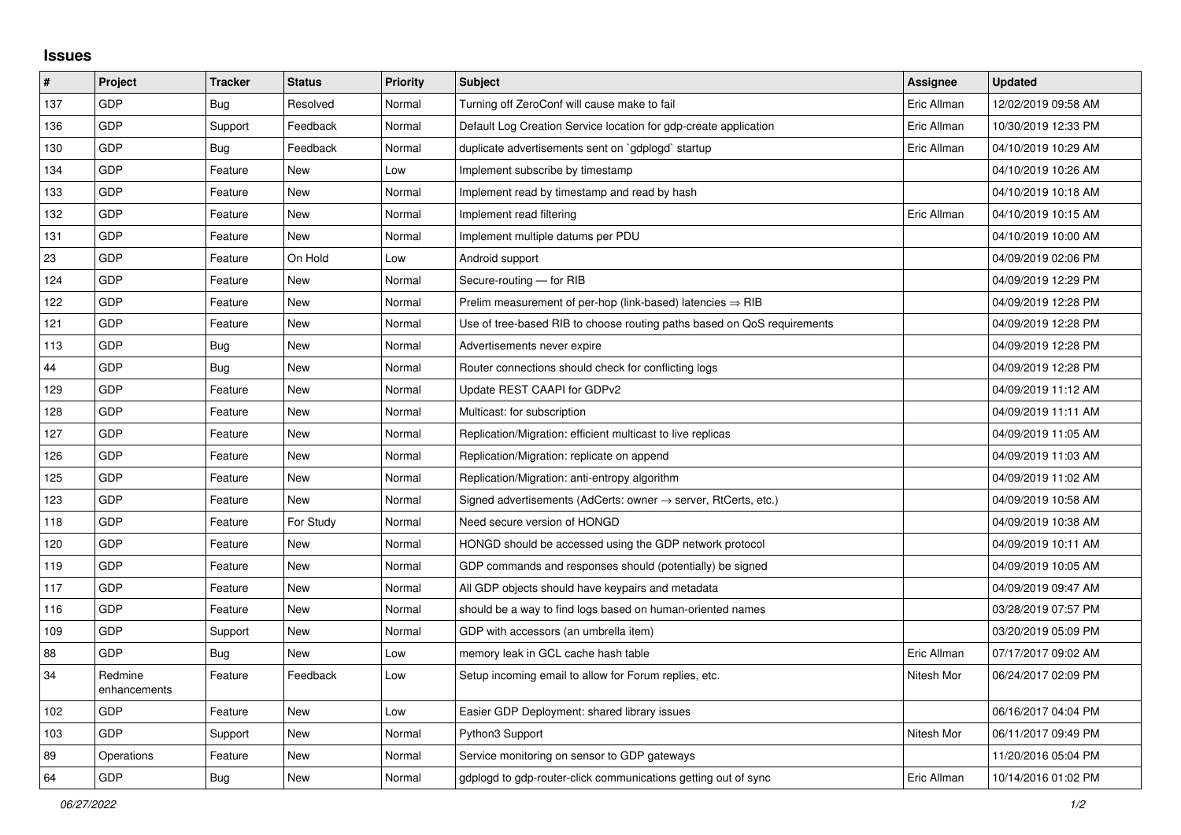## Issues

| # | Project | Tracker | Status | Priority | Subject | Assignee | Updated |
|---|---|---|---|---|---|---|---|
| 137 | GDP | Bug | Resolved | Normal | Turning off ZeroConf will cause make to fail | Eric Allman | 12/02/2019 09:58 AM |
| 136 | GDP | Support | Feedback | Normal | Default Log Creation Service location for gdp-create application | Eric Allman | 10/30/2019 12:33 PM |
| 130 | GDP | Bug | Feedback | Normal | duplicate advertisements sent on `gdplogd` startup | Eric Allman | 04/10/2019 10:29 AM |
| 134 | GDP | Feature | New | Low | Implement subscribe by timestamp | | 04/10/2019 10:26 AM |
| 133 | GDP | Feature | New | Normal | Implement read by timestamp and read by hash | | 04/10/2019 10:18 AM |
| 132 | GDP | Feature | New | Normal | Implement read filtering | Eric Allman | 04/10/2019 10:15 AM |
| 131 | GDP | Feature | New | Normal | Implement multiple datums per PDU | | 04/10/2019 10:00 AM |
| 23 | GDP | Feature | On Hold | Low | Android support | | 04/09/2019 02:06 PM |
| 124 | GDP | Feature | New | Normal | Secure-routing — for RIB | | 04/09/2019 12:29 PM |
| 122 | GDP | Feature | New | Normal | Prelim measurement of per-hop (link-based) latencies ⇒ RIB | | 04/09/2019 12:28 PM |
| 121 | GDP | Feature | New | Normal | Use of tree-based RIB to choose routing paths based on QoS requirements | | 04/09/2019 12:28 PM |
| 113 | GDP | Bug | New | Normal | Advertisements never expire | | 04/09/2019 12:28 PM |
| 44 | GDP | Bug | New | Normal | Router connections should check for conflicting logs | | 04/09/2019 12:28 PM |
| 129 | GDP | Feature | New | Normal | Update REST CAAPI for GDPv2 | | 04/09/2019 11:12 AM |
| 128 | GDP | Feature | New | Normal | Multicast: for subscription | | 04/09/2019 11:11 AM |
| 127 | GDP | Feature | New | Normal | Replication/Migration: efficient multicast to live replicas | | 04/09/2019 11:05 AM |
| 126 | GDP | Feature | New | Normal | Replication/Migration: replicate on append | | 04/09/2019 11:03 AM |
| 125 | GDP | Feature | New | Normal | Replication/Migration: anti-entropy algorithm | | 04/09/2019 11:02 AM |
| 123 | GDP | Feature | New | Normal | Signed advertisements (AdCerts: owner → server, RtCerts, etc.) | | 04/09/2019 10:58 AM |
| 118 | GDP | Feature | For Study | Normal | Need secure version of HONGD | | 04/09/2019 10:38 AM |
| 120 | GDP | Feature | New | Normal | HONGD should be accessed using the GDP network protocol | | 04/09/2019 10:11 AM |
| 119 | GDP | Feature | New | Normal | GDP commands and responses should (potentially) be signed | | 04/09/2019 10:05 AM |
| 117 | GDP | Feature | New | Normal | All GDP objects should have keypairs and metadata | | 04/09/2019 09:47 AM |
| 116 | GDP | Feature | New | Normal | should be a way to find logs based on human-oriented names | | 03/28/2019 07:57 PM |
| 109 | GDP | Support | New | Normal | GDP with accessors (an umbrella item) | | 03/20/2019 05:09 PM |
| 88 | GDP | Bug | New | Low | memory leak in GCL cache hash table | Eric Allman | 07/17/2017 09:02 AM |
| 34 | Redmine enhancements | Feature | Feedback | Low | Setup incoming email to allow for Forum replies, etc. | Nitesh Mor | 06/24/2017 02:09 PM |
| 102 | GDP | Feature | New | Low | Easier GDP Deployment: shared library issues | | 06/16/2017 04:04 PM |
| 103 | GDP | Support | New | Normal | Python3 Support | Nitesh Mor | 06/11/2017 09:49 PM |
| 89 | Operations | Feature | New | Normal | Service monitoring on sensor to GDP gateways | | 11/20/2016 05:04 PM |
| 64 | GDP | Bug | New | Normal | gdplogd to gdp-router-click communications getting out of sync | Eric Allman | 10/14/2016 01:02 PM |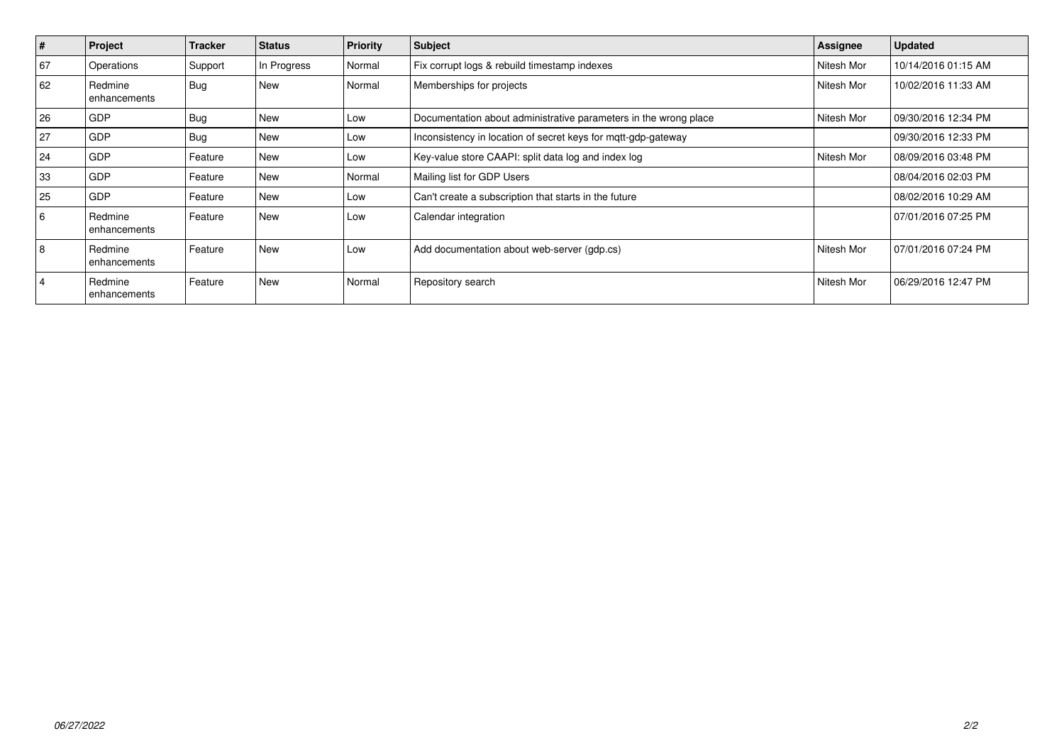| # | Project | Tracker | Status | Priority | Subject | Assignee | Updated |
|---|---|---|---|---|---|---|---|
| 67 | Operations | Support | In Progress | Normal | Fix corrupt logs & rebuild timestamp indexes | Nitesh Mor | 10/14/2016 01:15 AM |
| 62 | Redmine enhancements | Bug | New | Normal | Memberships for projects | Nitesh Mor | 10/02/2016 11:33 AM |
| 26 | GDP | Bug | New | Low | Documentation about administrative parameters in the wrong place | Nitesh Mor | 09/30/2016 12:34 PM |
| 27 | GDP | Bug | New | Low | Inconsistency in location of secret keys for mqtt-gdp-gateway | | 09/30/2016 12:33 PM |
| 24 | GDP | Feature | New | Low | Key-value store CAAPI: split data log and index log | Nitesh Mor | 08/09/2016 03:48 PM |
| 33 | GDP | Feature | New | Normal | Mailing list for GDP Users | | 08/04/2016 02:03 PM |
| 25 | GDP | Feature | New | Low | Can't create a subscription that starts in the future | | 08/02/2016 10:29 AM |
| 6 | Redmine enhancements | Feature | New | Low | Calendar integration | | 07/01/2016 07:25 PM |
| 8 | Redmine enhancements | Feature | New | Low | Add documentation about web-server (gdp.cs) | Nitesh Mor | 07/01/2016 07:24 PM |
| 4 | Redmine enhancements | Feature | New | Normal | Repository search | Nitesh Mor | 06/29/2016 12:47 PM |